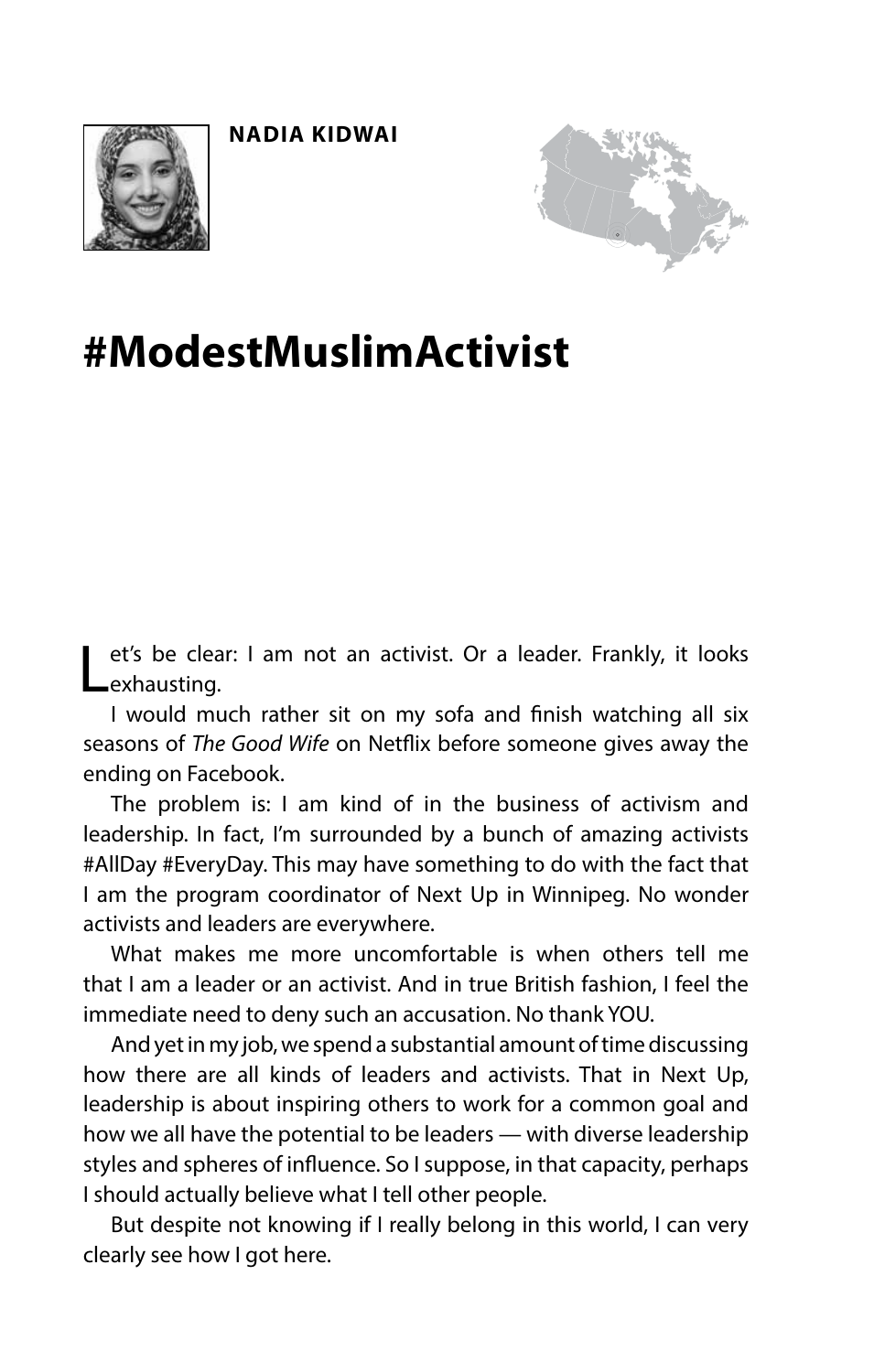**NADIA KIDWAI**

# #ModestMuslimActivist

Let's be clear: I am not an activist. Or a leader. Frankly, it looks exhausting.

I would much rather sit on my sofa and finish watching all six seasons of *The Good Wife* on Netflix before someone gives away the ending on Facebook.

The problem is: I am kind of in the business of activism and leadership. In fact, I'm surrounded by a bunch of amazing activists #AllDay #EveryDay. This may have something to do with the fact that I am the program coordinator of Next Up in Winnipeg. No wonder activists and leaders are everywhere.

What makes me more uncomfortable is when others tell me that I am a leader or an activist. And in true British fashion, I feel the immediate need to deny such an accusation. No thank YOU.

And yet in my job, we spend a substantial amount of time discussing how there are all kinds of leaders and activists. That in Next Up, leadership is about inspiring others to work for a common goal and how we all have the potential to be leaders — with diverse leadership styles and spheres of influence. So I suppose, in that capacity, perhaps I should actually believe what I tell other people.

But despite not knowing if I really belong in this world, I can very clearly see how I got here.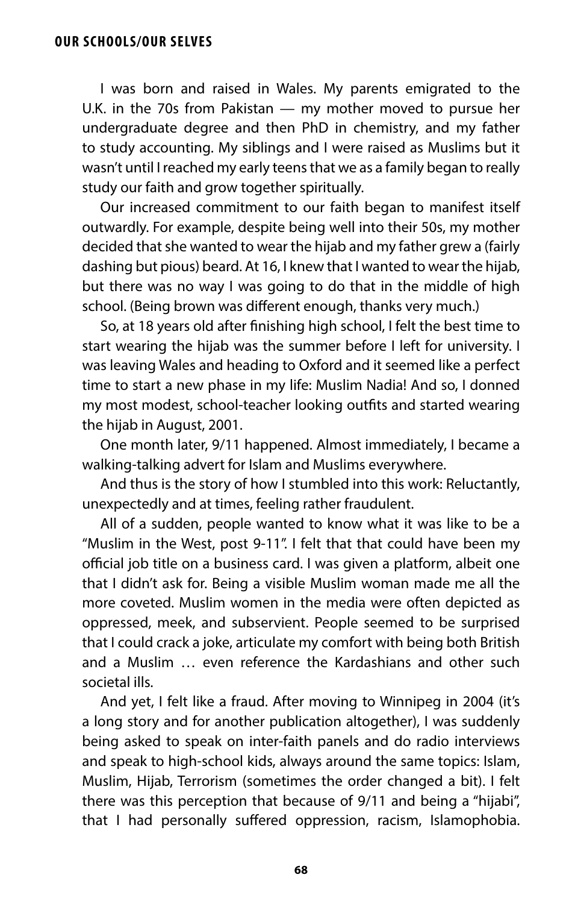I was born and raised in Wales. My parents emigrated to the U.K. in the 70s from Pakistan — my mother moved to pursue her undergraduate degree and then PhD in chemistry, and my father to study accounting. My siblings and I were raised as Muslims but it wasn't until I reached my early teens that we as a family began to really study our faith and grow together spiritually.

Our increased commitment to our faith began to manifest itself outwardly. For example, despite being well into their 50s, my mother decided that she wanted to wear the hijab and my father grew a (fairly dashing but pious) beard. At 16, I knew that I wanted to wear the hijab, but there was no way I was going to do that in the middle of high school. (Being brown was different enough, thanks very much.)

So, at 18 years old after finishing high school, I felt the best time to start wearing the hijab was the summer before I left for university. I was leaving Wales and heading to Oxford and it seemed like a perfect time to start a new phase in my life: Muslim Nadia! And so, I donned my most modest, school-teacher looking outfits and started wearing the hijab in August, 2001.

One month later, 9/11 happened. Almost immediately, I became a walking-talking advert for Islam and Muslims everywhere.

And thus is the story of how I stumbled into this work: Reluctantly, unexpectedly and at times, feeling rather fraudulent.

All of a sudden, people wanted to know what it was like to be a "Muslim in the West, post 9-11". I felt that that could have been my official job title on a business card. I was given a platform, albeit one that I didn't ask for. Being a visible Muslim woman made me all the more coveted. Muslim women in the media were often depicted as oppressed, meek, and subservient. People seemed to be surprised that I could crack a joke, articulate my comfort with being both British and a Muslim … even reference the Kardashians and other such societal ills.

And yet, I felt like a fraud. After moving to Winnipeg in 2004 (it's a long story and for another publication altogether), I was suddenly being asked to speak on inter-faith panels and do radio interviews and speak to high-school kids, always around the same topics: Islam, Muslim, Hijab, Terrorism (sometimes the order changed a bit). I felt there was this perception that because of 9/11 and being a "hijabi", that I had personally suffered oppression, racism, Islamophobia.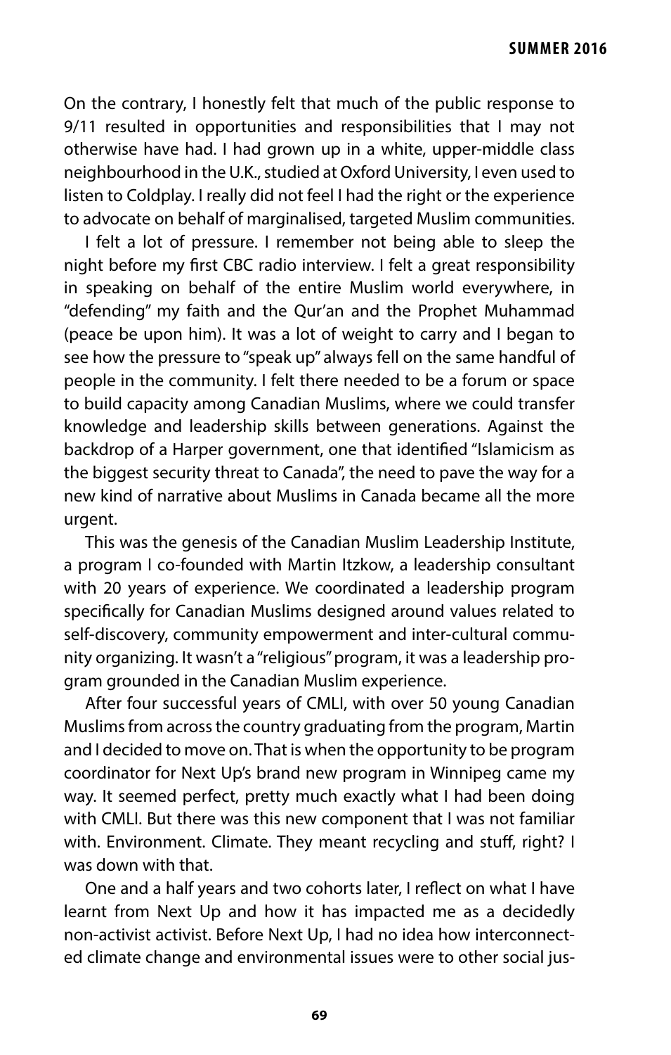On the contrary, I honestly felt that much of the public response to 9/11 resulted in opportunities and responsibilities that I may not otherwise have had. I had grown up in a white, upper-middle class neighbourhood in the U.K., studied at Oxford University, I even used to listen to Coldplay. I really did not feel I had the right or the experience to advocate on behalf of marginalised, targeted Muslim communities.

I felt a lot of pressure. I remember not being able to sleep the night before my first CBC radio interview. I felt a great responsibility in speaking on behalf of the entire Muslim world everywhere, in "defending" my faith and the Qur'an and the Prophet Muhammad (peace be upon him). It was a lot of weight to carry and I began to see how the pressure to "speak up" always fell on the same handful of people in the community. I felt there needed to be a forum or space to build capacity among Canadian Muslims, where we could transfer knowledge and leadership skills between generations. Against the backdrop of a Harper government, one that identified "Islamicism as the biggest security threat to Canada", the need to pave the way for a new kind of narrative about Muslims in Canada became all the more urgent.

This was the genesis of the Canadian Muslim Leadership Institute, a program I co-founded with Martin Itzkow, a leadership consultant with 20 years of experience. We coordinated a leadership program specifically for Canadian Muslims designed around values related to self-discovery, community empowerment and inter-cultural community organizing. It wasn't a "religious" program, it was a leadership program grounded in the Canadian Muslim experience.

After four successful years of CMLI, with over 50 young Canadian Muslims from across the country graduating from the program, Martin and I decided to move on. That is when the opportunity to be program coordinator for Next Up's brand new program in Winnipeg came my way. It seemed perfect, pretty much exactly what I had been doing with CMLI. But there was this new component that I was not familiar with. Environment. Climate. They meant recycling and stuff, right? I was down with that.

One and a half years and two cohorts later, I reflect on what I have learnt from Next Up and how it has impacted me as a decidedly non-activist activist. Before Next Up, I had no idea how interconnected climate change and environmental issues were to other social jus-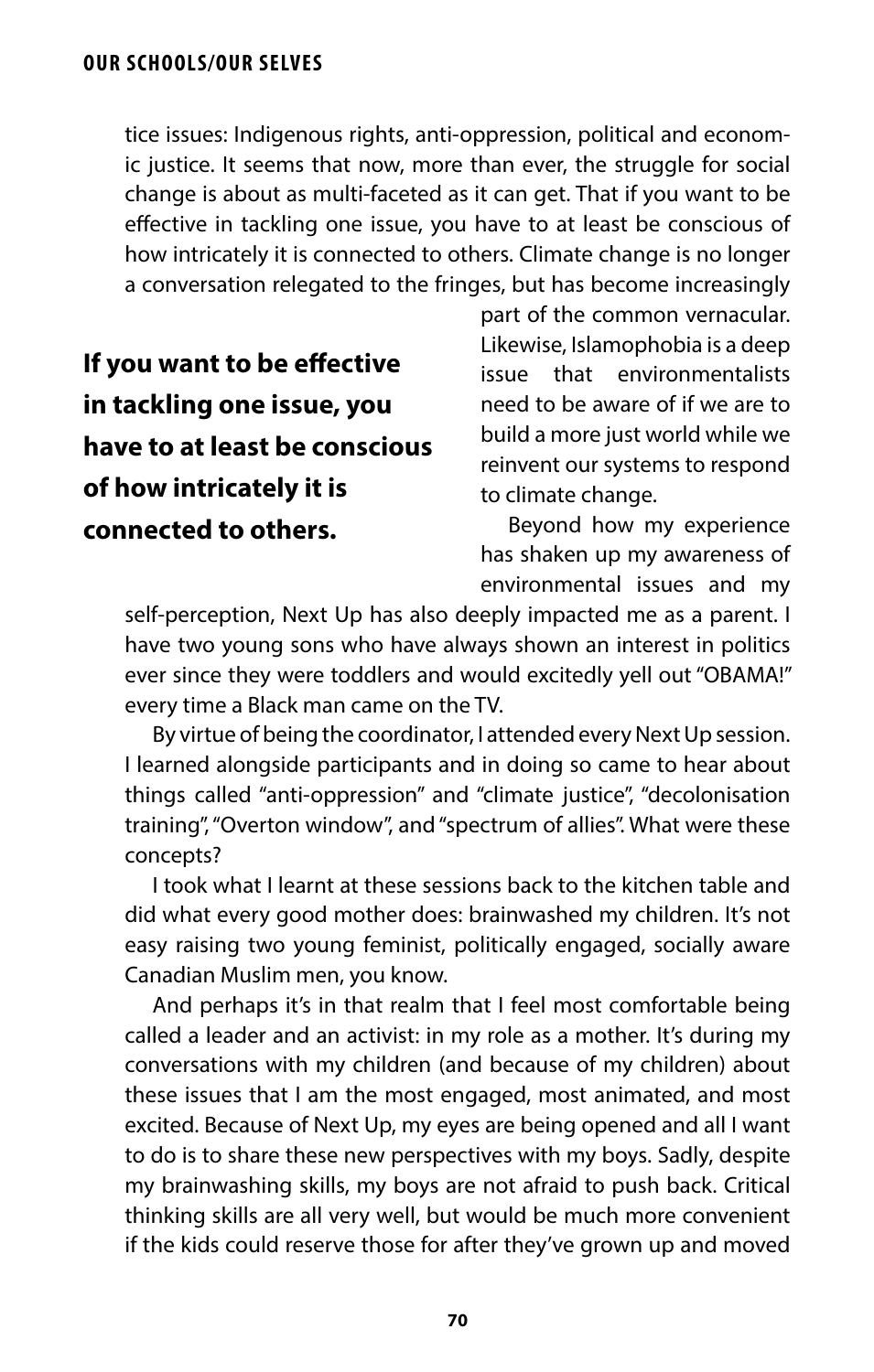tice issues: Indigenous rights, anti-oppression, political and economic justice. It seems that now, more than ever, the struggle for social change is about as multi-faceted as it can get. That if you want to be effective in tackling one issue, you have to at least be conscious of how intricately it is connected to others. Climate change is no longer a conversation relegated to the fringes, but has become increasingly part of the common vernacular. Likewise, Islamophobia is a deep issue that environmentalists need to be aware of if we are to build a more just world while we reinvent our systems to respond to climate change.

**If you want to be effective in tackling one issue, you have to at least be conscious of how intricately it is connected to others.**

Beyond how my experience has shaken up my awareness of environmental issues and my self-perception, Next Up has also deeply impacted me as a parent. I have two young sons who have always shown an interest in politics ever since they were toddlers and would excitedly yell out "OBAMA!" every time a Black man came on the TV.

By virtue of being the coordinator, I attended every Next Up session. I learned alongside participants and in doing so came to hear about things called "anti-oppression" and "climate justice", "decolonisation training", "Overton window", and "spectrum of allies". What were these concepts?

I took what I learnt at these sessions back to the kitchen table and did what every good mother does: brainwashed my children. It's not easy raising two young feminist, politically engaged, socially aware Canadian Muslim men, you know.

And perhaps it's in that realm that I feel most comfortable being called a leader and an activist: in my role as a mother. It's during my conversations with my children (and because of my children) about these issues that I am the most engaged, most animated, and most excited. Because of Next Up, my eyes are being opened and all I want to do is to share these new perspectives with my boys. Sadly, despite my brainwashing skills, my boys are not afraid to push back. Critical thinking skills are all very well, but would be much more convenient if the kids could reserve those for after they've grown up and moved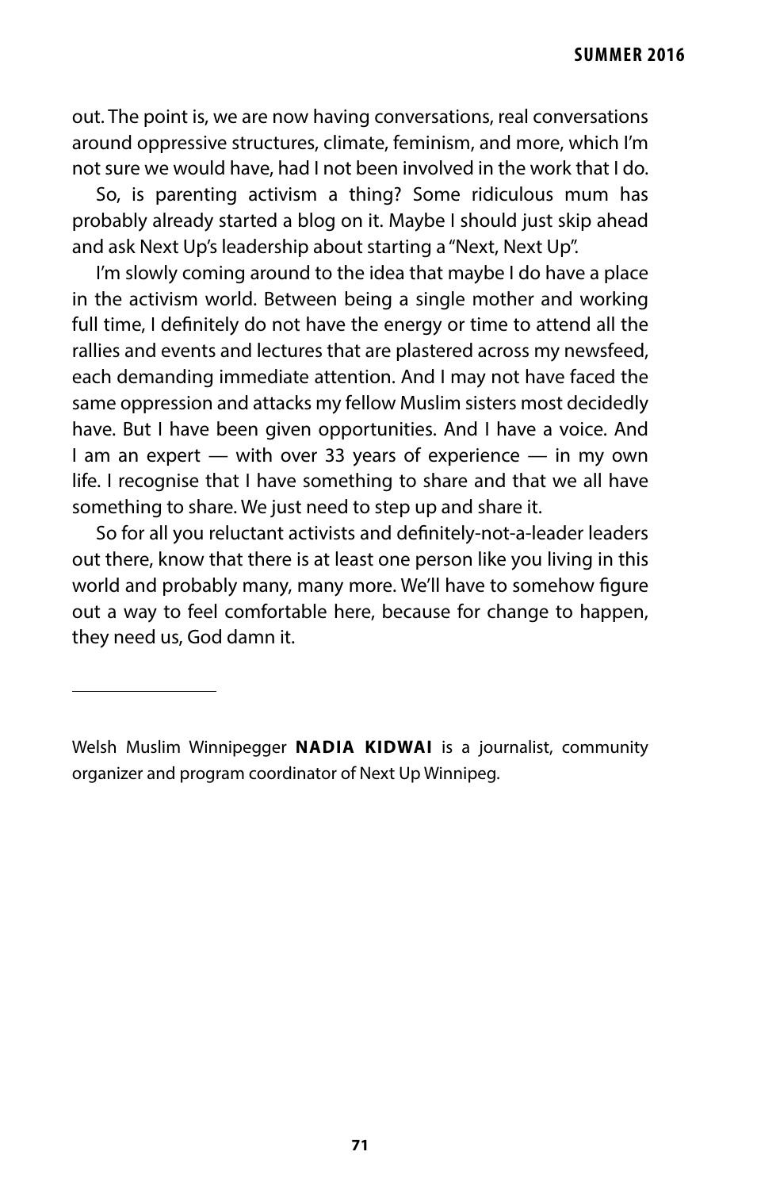out. The point is, we are now having conversations, real conversations around oppressive structures, climate, feminism, and more, which I'm not sure we would have, had I not been involved in the work that I do.

So, is parenting activism a thing? Some ridiculous mum has probably already started a blog on it. Maybe I should just skip ahead and ask Next Up's leadership about starting a "Next, Next Up".

I'm slowly coming around to the idea that maybe I do have a place in the activism world. Between being a single mother and working full time, I definitely do not have the energy or time to attend all the rallies and events and lectures that are plastered across my newsfeed, each demanding immediate attention. And I may not have faced the same oppression and attacks my fellow Muslim sisters most decidedly have. But I have been given opportunities. And I have a voice. And I am an expert — with over 33 years of experience — in my own life. I recognise that I have something to share and that we all have something to share. We just need to step up and share it.

So for all you reluctant activists and definitely-not-a-leader leaders out there, know that there is at least one person like you living in this world and probably many, many more. We'll have to somehow figure out a way to feel comfortable here, because for change to happen, they need us, God damn it.

---

Welsh Muslim Winnipegger **NADIA KIDWAI** is a journalist, community organizer and program coordinator of Next Up Winnipeg.